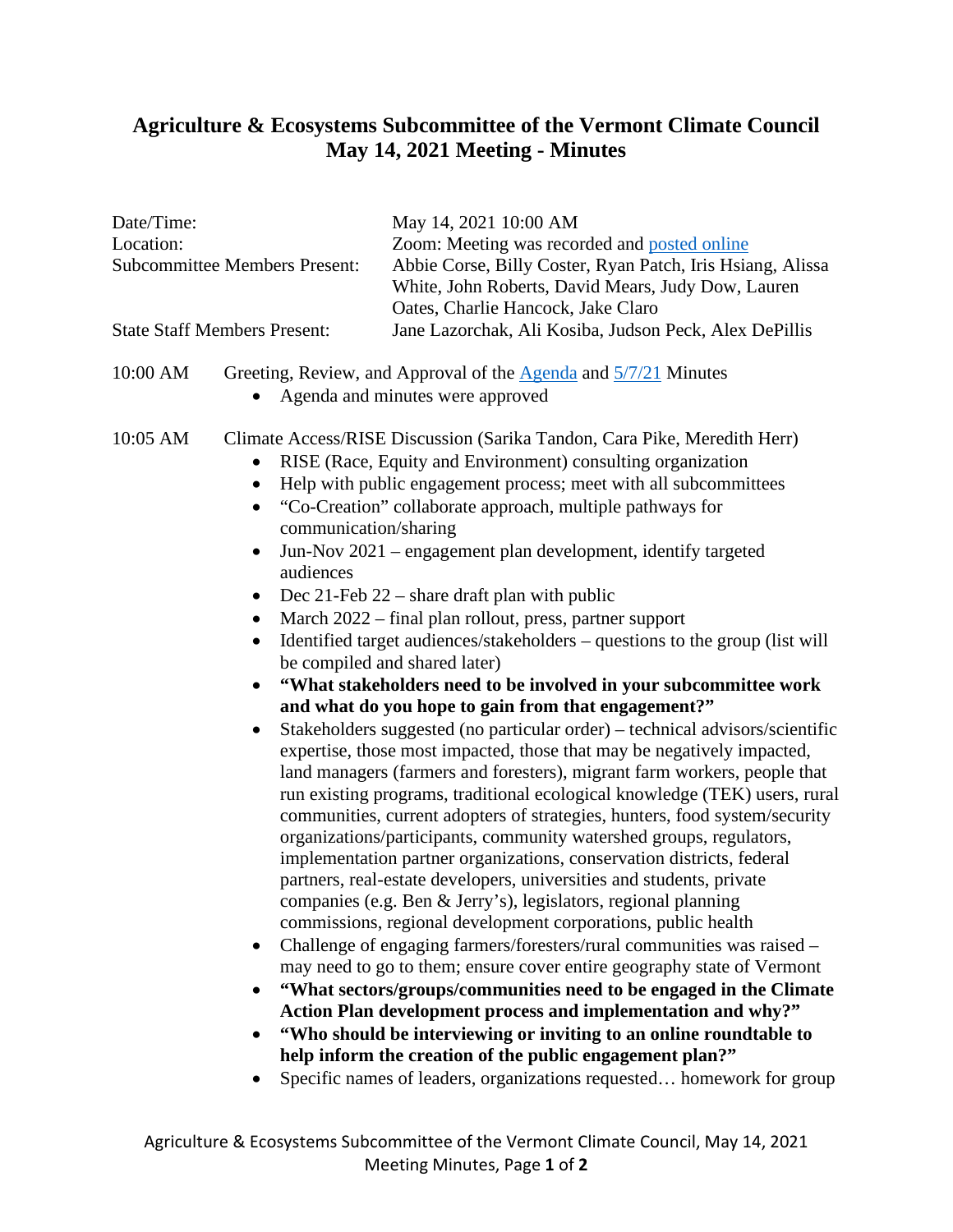# Agriculture & Ecosystems Subcommittee of the Vermont Climate Council
# May 14, 2021 Meeting - Minutes

| | |
|---|---|
| Date/Time: | May 14, 2021 10:00 AM |
| Location: | Zoom: Meeting was recorded and posted online |
| Subcommittee Members Present: | Abbie Corse, Billy Coster, Ryan Patch, Iris Hsiang, Alissa White, John Roberts, David Mears, Judy Dow, Lauren Oates, Charlie Hancock, Jake Claro |
| State Staff Members Present: | Jane Lazorchak, Ali Kosiba, Judson Peck, Alex DePillis |

10:00 AM Greeting, Review, and Approval of the Agenda and 5/7/21 Minutes

- Agenda and minutes were approved

10:05 AM Climate Access/RISE Discussion (Sarika Tandon, Cara Pike, Meredith Herr)

- RISE (Race, Equity and Environment) consulting organization
- Help with public engagement process; meet with all subcommittees
- "Co-Creation" collaborate approach, multiple pathways for communication/sharing
- Jun-Nov 2021 – engagement plan development, identify targeted audiences
- Dec 21-Feb 22 – share draft plan with public
- March 2022 – final plan rollout, press, partner support
- Identified target audiences/stakeholders – questions to the group (list will be compiled and shared later)
- **"What stakeholders need to be involved in your subcommittee work and what do you hope to gain from that engagement?"**
- Stakeholders suggested (no particular order) – technical advisors/scientific expertise, those most impacted, those that may be negatively impacted, land managers (farmers and foresters), migrant farm workers, people that run existing programs, traditional ecological knowledge (TEK) users, rural communities, current adopters of strategies, hunters, food system/security organizations/participants, community watershed groups, regulators, implementation partner organizations, conservation districts, federal partners, real-estate developers, universities and students, private companies (e.g. Ben & Jerry's), legislators, regional planning commissions, regional development corporations, public health
- Challenge of engaging farmers/foresters/rural communities was raised – may need to go to them; ensure cover entire geography state of Vermont
- **"What sectors/groups/communities need to be engaged in the Climate Action Plan development process and implementation and why?"**
- **"Who should be interviewing or inviting to an online roundtable to help inform the creation of the public engagement plan?"**
- Specific names of leaders, organizations requested… homework for group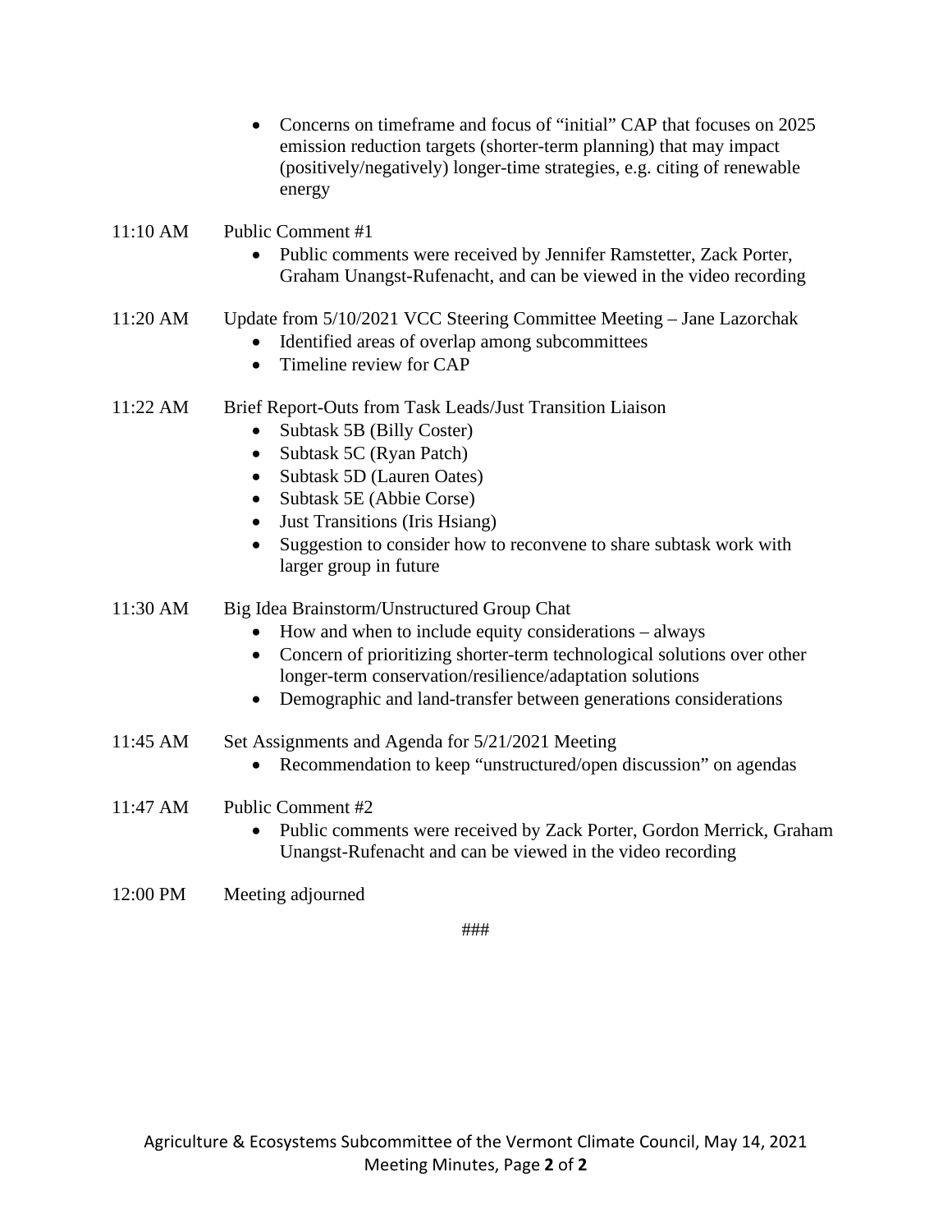- Concerns on timeframe and focus of "initial" CAP that focuses on 2025 emission reduction targets (shorter-term planning) that may impact (positively/negatively) longer-time strategies, e.g. citing of renewable energy

11:10 AM Public Comment #1

- Public comments were received by Jennifer Ramstetter, Zack Porter, Graham Unangst-Rufenacht, and can be viewed in the video recording

11:20 AM Update from 5/10/2021 VCC Steering Committee Meeting – Jane Lazorchak

- Identified areas of overlap among subcommittees
- Timeline review for CAP

11:22 AM Brief Report-Outs from Task Leads/Just Transition Liaison

- Subtask 5B (Billy Coster)
- Subtask 5C (Ryan Patch)
- Subtask 5D (Lauren Oates)
- Subtask 5E (Abbie Corse)
- Just Transitions (Iris Hsiang)
- Suggestion to consider how to reconvene to share subtask work with larger group in future

11:30 AM Big Idea Brainstorm/Unstructured Group Chat

- How and when to include equity considerations – always
- Concern of prioritizing shorter-term technological solutions over other longer-term conservation/resilience/adaptation solutions
- Demographic and land-transfer between generations considerations

11:45 AM Set Assignments and Agenda for 5/21/2021 Meeting

- Recommendation to keep "unstructured/open discussion" on agendas

11:47 AM Public Comment #2

- Public comments were received by Zack Porter, Gordon Merrick, Graham Unangst-Rufenacht and can be viewed in the video recording

12:00 PM Meeting adjourned

###